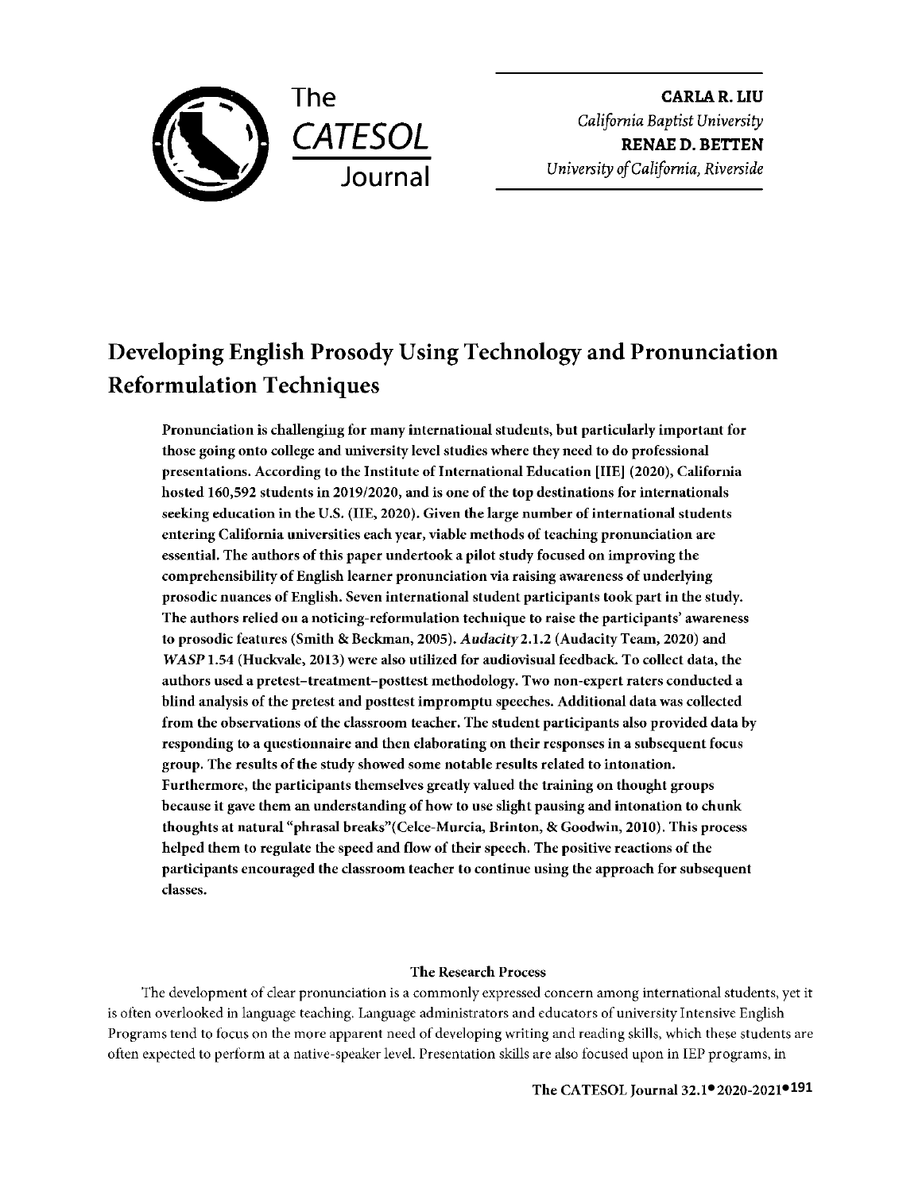**CARLA R. LIU**
*California Baptist University*
**RENAE D. BETTEN**
*University of California, Riverside*

# Developing English Prosody Using Technology and Pronunciation Reformulation Techniques

**Pronunciation is challenging for many international students, but particularly important for those going onto college and university level studies where they need to do professional presentations. According to the Institute of International Education [IIE] (2020), California hosted 160,592 students in 2019/2020, and is one of the top destinations for internationals seeking education in the U.S. (IIE, 2020). Given the large number of international students entering California universities each year, viable methods of teaching pronunciation are essential. The authors of this paper undertook a pilot study focused on improving the comprehensibility of English learner pronunciation via raising awareness of underlying prosodic nuances of English. Seven international student participants took part in the study. The authors relied on a noticing-reformulation technique to raise the participants' awareness to prosodic features (Smith & Beckman, 2005). *Audacity* 2.1.2 (Audacity Team, 2020) and *WASP* 1.54 (Huckvale, 2013) were also utilized for audiovisual feedback. To collect data, the authors used a pretest–treatment–posttest methodology. Two non-expert raters conducted a blind analysis of the pretest and posttest impromptu speeches. Additional data was collected from the observations of the classroom teacher. The student participants also provided data by responding to a questionnaire and then elaborating on their responses in a subsequent focus group. The results of the study showed some notable results related to intonation. Furthermore, the participants themselves greatly valued the training on thought groups because it gave them an understanding of how to use slight pausing and intonation to chunk thoughts at natural "phrasal breaks"(Celce-Murcia, Brinton, & Goodwin, 2010). This process helped them to regulate the speed and flow of their speech. The positive reactions of the participants encouraged the classroom teacher to continue using the approach for subsequent classes.**

## The Research Process

The development of clear pronunciation is a commonly expressed concern among international students, yet it is often overlooked in language teaching. Language administrators and educators of university Intensive English Programs tend to focus on the more apparent need of developing writing and reading skills, which these students are often expected to perform at a native-speaker level. Presentation skills are also focused upon in IEP programs, in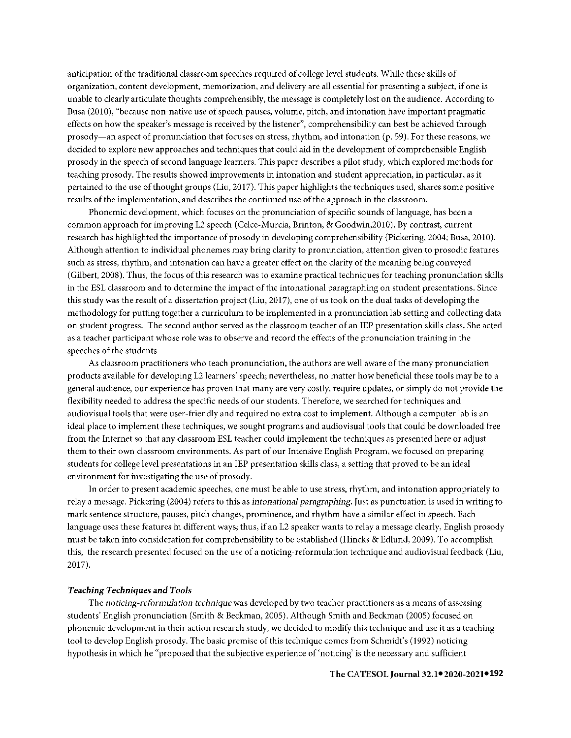anticipation of the traditional classroom speeches required of college level students. While these skills of organization, content development, memorization, and delivery are all essential for presenting a subject, if one is unable to clearly articulate thoughts comprehensibly, the message is completely lost on the audience. According to Busa (2010), "because non-native use of speech pauses, volume, pitch, and intonation have important pragmatic effects on how the speaker's message is received by the listener", comprehensibility can best be achieved through prosody—an aspect of pronunciation that focuses on stress, rhythm, and intonation (p. 59). For these reasons, we decided to explore new approaches and techniques that could aid in the development of comprehensible English prosody in the speech of second language learners. This paper describes a pilot study, which explored methods for teaching prosody. The results showed improvements in intonation and student appreciation, in particular, as it pertained to the use of thought groups (Liu, 2017). This paper highlights the techniques used, shares some positive results of the implementation, and describes the continued use of the approach in the classroom.

Phonemic development, which focuses on the pronunciation of specific sounds of language, has been a common approach for improving L2 speech (Celce-Murcia, Brinton, & Goodwin,2010). By contrast, current research has highlighted the importance of prosody in developing comprehensibility (Pickering, 2004; Busa, 2010). Although attention to individual phonemes may bring clarity to pronunciation, attention given to prosodic features such as stress, rhythm, and intonation can have a greater effect on the clarity of the meaning being conveyed (Gilbert, 2008). Thus, the focus of this research was to examine practical techniques for teaching pronunciation skills in the ESL classroom and to determine the impact of the intonational paragraphing on student presentations. Since this study was the result of a dissertation project (Liu, 2017), one of us took on the dual tasks of developing the methodology for putting together a curriculum to be implemented in a pronunciation lab setting and collecting data on student progress. The second author served as the classroom teacher of an IEP presentation skills class. She acted as a teacher participant whose role was to observe and record the effects of the pronunciation training in the speeches of the students

As classroom practitioners who teach pronunciation, the authors are well aware of the many pronunciation products available for developing L2 learners' speech; nevertheless, no matter how beneficial these tools may be to a general audience, our experience has proven that many are very costly, require updates, or simply do not provide the flexibility needed to address the specific needs of our students. Therefore, we searched for techniques and audiovisual tools that were user-friendly and required no extra cost to implement. Although a computer lab is an ideal place to implement these techniques, we sought programs and audiovisual tools that could be downloaded free from the Internet so that any classroom ESL teacher could implement the techniques as presented here or adjust them to their own classroom environments. As part of our Intensive English Program, we focused on preparing students for college level presentations in an IEP presentation skills class, a setting that proved to be an ideal environment for investigating the use of prosody.

In order to present academic speeches, one must be able to use stress, rhythm, and intonation appropriately to relay a message. Pickering (2004) refers to this as *intonational paragraphing*. Just as punctuation is used in writing to mark sentence structure, pauses, pitch changes, prominence, and rhythm have a similar effect in speech. Each language uses these features in different ways; thus, if an L2 speaker wants to relay a message clearly, English prosody must be taken into consideration for comprehensibility to be established (Hincks & Edlund, 2009). To accomplish this, the research presented focused on the use of a noticing-reformulation technique and audiovisual feedback (Liu, 2017).

### *Teaching Techniques and Tools*

The *noticing-reformulation technique* was developed by two teacher practitioners as a means of assessing students' English pronunciation (Smith & Beckman, 2005). Although Smith and Beckman (2005) focused on phonemic development in their action research study, we decided to modify this technique and use it as a teaching tool to develop English prosody. The basic premise of this technique comes from Schmidt's (1992) noticing hypothesis in which he "proposed that the subjective experience of 'noticing' is the necessary and sufficient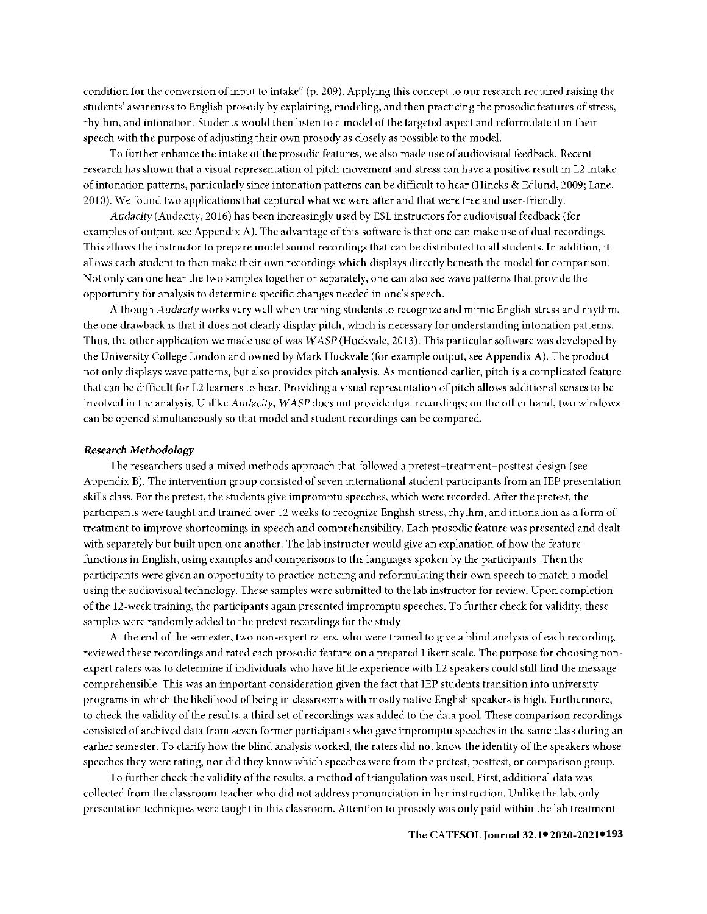condition for the conversion of input to intake" (p. 209). Applying this concept to our research required raising the students' awareness to English prosody by explaining, modeling, and then practicing the prosodic features of stress, rhythm, and intonation. Students would then listen to a model of the targeted aspect and reformulate it in their speech with the purpose of adjusting their own prosody as closely as possible to the model.

To further enhance the intake of the prosodic features, we also made use of audiovisual feedback. Recent research has shown that a visual representation of pitch movement and stress can have a positive result in L2 intake of intonation patterns, particularly since intonation patterns can be difficult to hear (Hincks & Edlund, 2009; Lane, 2010). We found two applications that captured what we were after and that were free and user-friendly.

*Audacity* (Audacity, 2016) has been increasingly used by ESL instructors for audiovisual feedback (for examples of output, see Appendix A). The advantage of this software is that one can make use of dual recordings. This allows the instructor to prepare model sound recordings that can be distributed to all students. In addition, it allows each student to then make their own recordings which displays directly beneath the model for comparison. Not only can one hear the two samples together or separately, one can also see wave patterns that provide the opportunity for analysis to determine specific changes needed in one's speech.

Although *Audacity* works very well when training students to recognize and mimic English stress and rhythm, the one drawback is that it does not clearly display pitch, which is necessary for understanding intonation patterns. Thus, the other application we made use of was *WASP* (Huckvale, 2013). This particular software was developed by the University College London and owned by Mark Huckvale (for example output, see Appendix A). The product not only displays wave patterns, but also provides pitch analysis. As mentioned earlier, pitch is a complicated feature that can be difficult for L2 learners to hear. Providing a visual representation of pitch allows additional senses to be involved in the analysis. Unlike *Audacity*, *WASP* does not provide dual recordings; on the other hand, two windows can be opened simultaneously so that model and student recordings can be compared.

### *Research Methodology*

The researchers used a mixed methods approach that followed a pretest–treatment–posttest design (see Appendix B). The intervention group consisted of seven international student participants from an IEP presentation skills class. For the pretest, the students give impromptu speeches, which were recorded. After the pretest, the participants were taught and trained over 12 weeks to recognize English stress, rhythm, and intonation as a form of treatment to improve shortcomings in speech and comprehensibility. Each prosodic feature was presented and dealt with separately but built upon one another. The lab instructor would give an explanation of how the feature functions in English, using examples and comparisons to the languages spoken by the participants. Then the participants were given an opportunity to practice noticing and reformulating their own speech to match a model using the audiovisual technology. These samples were submitted to the lab instructor for review. Upon completion of the 12-week training, the participants again presented impromptu speeches. To further check for validity, these samples were randomly added to the pretest recordings for the study.

At the end of the semester, two non-expert raters, who were trained to give a blind analysis of each recording, reviewed these recordings and rated each prosodic feature on a prepared Likert scale. The purpose for choosing non-expert raters was to determine if individuals who have little experience with L2 speakers could still find the message comprehensible. This was an important consideration given the fact that IEP students transition into university programs in which the likelihood of being in classrooms with mostly native English speakers is high. Furthermore, to check the validity of the results, a third set of recordings was added to the data pool. These comparison recordings consisted of archived data from seven former participants who gave impromptu speeches in the same class during an earlier semester. To clarify how the blind analysis worked, the raters did not know the identity of the speakers whose speeches they were rating, nor did they know which speeches were from the pretest, posttest, or comparison group.

To further check the validity of the results, a method of triangulation was used. First, additional data was collected from the classroom teacher who did not address pronunciation in her instruction. Unlike the lab, only presentation techniques were taught in this classroom. Attention to prosody was only paid within the lab treatment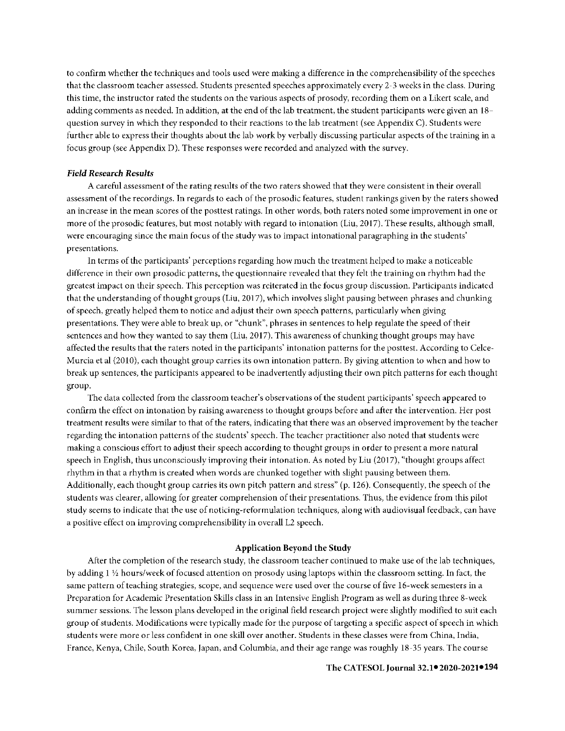to confirm whether the techniques and tools used were making a difference in the comprehensibility of the speeches that the classroom teacher assessed. Students presented speeches approximately every 2-3 weeks in the class. During this time, the instructor rated the students on the various aspects of prosody, recording them on a Likert scale, and adding comments as needed. In addition, at the end of the lab treatment, the student participants were given an 18-question survey in which they responded to their reactions to the lab treatment (see Appendix C). Students were further able to express their thoughts about the lab work by verbally discussing particular aspects of the training in a focus group (see Appendix D). These responses were recorded and analyzed with the survey.

***Field Research Results***

A careful assessment of the rating results of the two raters showed that they were consistent in their overall assessment of the recordings. In regards to each of the prosodic features, student rankings given by the raters showed an increase in the mean scores of the posttest ratings. In other words, both raters noted some improvement in one or more of the prosodic features, but most notably with regard to intonation (Liu, 2017). These results, although small, were encouraging since the main focus of the study was to impact intonational paragraphing in the students' presentations.

In terms of the participants' perceptions regarding how much the treatment helped to make a noticeable difference in their own prosodic patterns, the questionnaire revealed that they felt the training on rhythm had the greatest impact on their speech. This perception was reiterated in the focus group discussion. Participants indicated that the understanding of thought groups (Liu, 2017), which involves slight pausing between phrases and chunking of speech, greatly helped them to notice and adjust their own speech patterns, particularly when giving presentations. They were able to break up, or "chunk", phrases in sentences to help regulate the speed of their sentences and how they wanted to say them (Liu, 2017). This awareness of chunking thought groups may have affected the results that the raters noted in the participants' intonation patterns for the posttest. According to Celce-Murcia et al (2010), each thought group carries its own intonation pattern. By giving attention to when and how to break up sentences, the participants appeared to be inadvertently adjusting their own pitch patterns for each thought group.

The data collected from the classroom teacher's observations of the student participants' speech appeared to confirm the effect on intonation by raising awareness to thought groups before and after the intervention. Her post treatment results were similar to that of the raters, indicating that there was an observed improvement by the teacher regarding the intonation patterns of the students' speech. The teacher practitioner also noted that students were making a conscious effort to adjust their speech according to thought groups in order to present a more natural speech in English, thus unconsciously improving their intonation. As noted by Liu (2017), "thought groups affect rhythm in that a rhythm is created when words are chunked together with slight pausing between them. Additionally, each thought group carries its own pitch pattern and stress" (p. 126). Consequently, the speech of the students was clearer, allowing for greater comprehension of their presentations. Thus, the evidence from this pilot study seems to indicate that the use of noticing-reformulation techniques, along with audiovisual feedback, can have a positive effect on improving comprehensibility in overall L2 speech.

## Application Beyond the Study

After the completion of the research study, the classroom teacher continued to make use of the lab techniques, by adding 1 ½ hours/week of focused attention on prosody using laptops within the classroom setting. In fact, the same pattern of teaching strategies, scope, and sequence were used over the course of five 16-week semesters in a Preparation for Academic Presentation Skills class in an Intensive English Program as well as during three 8-week summer sessions. The lesson plans developed in the original field research project were slightly modified to suit each group of students. Modifications were typically made for the purpose of targeting a specific aspect of speech in which students were more or less confident in one skill over another. Students in these classes were from China, India, France, Kenya, Chile, South Korea, Japan, and Columbia, and their age range was roughly 18-35 years. The course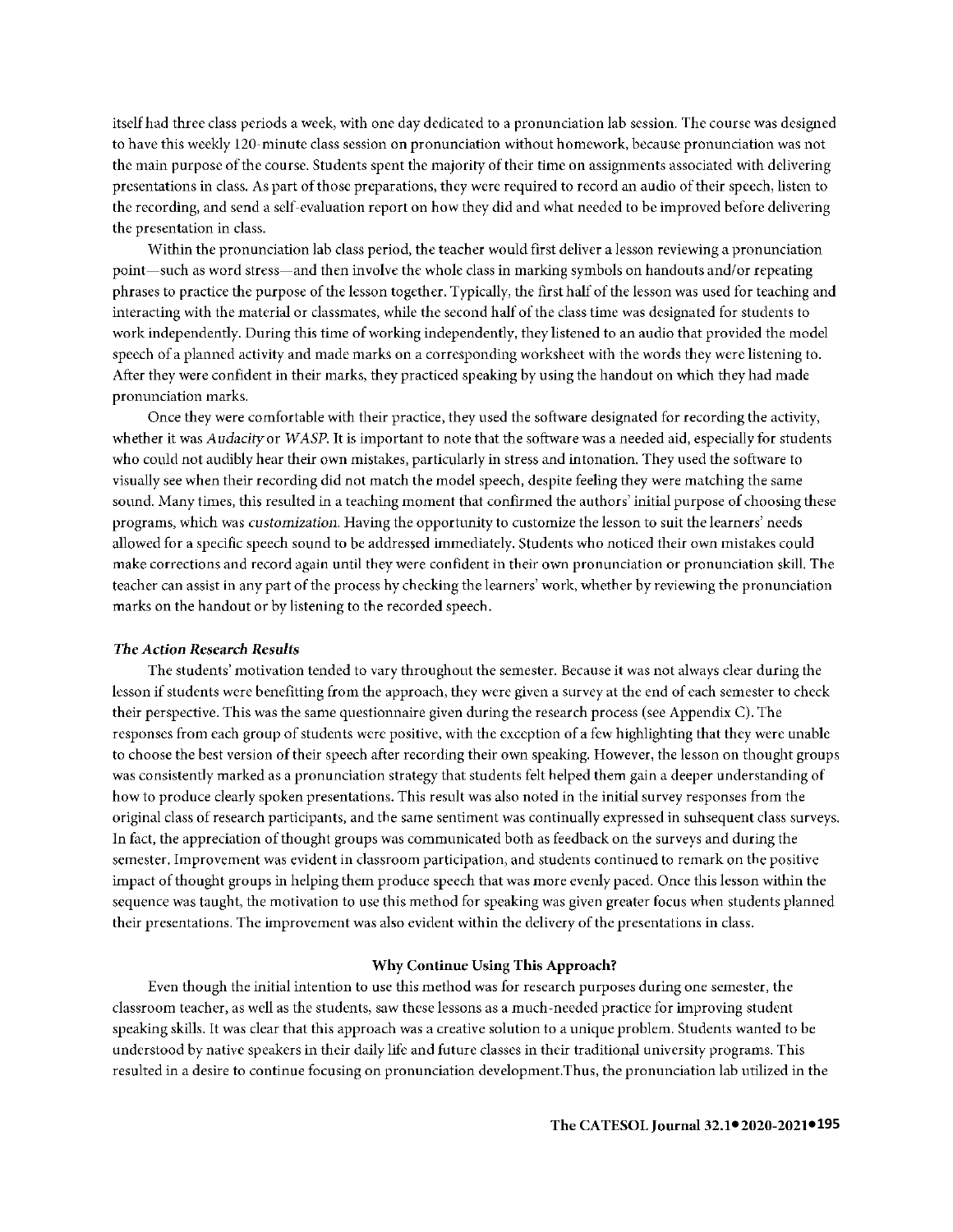itself had three class periods a week, with one day dedicated to a pronunciation lab session. The course was designed to have this weekly 120-minute class session on pronunciation without homework, because pronunciation was not the main purpose of the course. Students spent the majority of their time on assignments associated with delivering presentations in class. As part of those preparations, they were required to record an audio of their speech, listen to the recording, and send a self-evaluation report on how they did and what needed to be improved before delivering the presentation in class.

Within the pronunciation lab class period, the teacher would first deliver a lesson reviewing a pronunciation point—such as word stress—and then involve the whole class in marking symbols on handouts and/or repeating phrases to practice the purpose of the lesson together. Typically, the first half of the lesson was used for teaching and interacting with the material or classmates, while the second half of the class time was designated for students to work independently. During this time of working independently, they listened to an audio that provided the model speech of a planned activity and made marks on a corresponding worksheet with the words they were listening to. After they were confident in their marks, they practiced speaking by using the handout on which they had made pronunciation marks.

Once they were comfortable with their practice, they used the software designated for recording the activity, whether it was *Audacity* or *WASP*. It is important to note that the software was a needed aid, especially for students who could not audibly hear their own mistakes, particularly in stress and intonation. They used the software to visually see when their recording did not match the model speech, despite feeling they were matching the same sound. Many times, this resulted in a teaching moment that confirmed the authors' initial purpose of choosing these programs, which was *customization*. Having the opportunity to customize the lesson to suit the learners' needs allowed for a specific speech sound to be addressed immediately. Students who noticed their own mistakes could make corrections and record again until they were confident in their own pronunciation or pronunciation skill. The teacher can assist in any part of the process by checking the learners' work, whether by reviewing the pronunciation marks on the handout or by listening to the recorded speech.

#### *The Action Research Results*

The students' motivation tended to vary throughout the semester. Because it was not always clear during the lesson if students were benefitting from the approach, they were given a survey at the end of each semester to check their perspective. This was the same questionnaire given during the research process (see Appendix C). The responses from each group of students were positive, with the exception of a few highlighting that they were unable to choose the best version of their speech after recording their own speaking. However, the lesson on thought groups was consistently marked as a pronunciation strategy that students felt helped them gain a deeper understanding of how to produce clearly spoken presentations. This result was also noted in the initial survey responses from the original class of research participants, and the same sentiment was continually expressed in subsequent class surveys. In fact, the appreciation of thought groups was communicated both as feedback on the surveys and during the semester. Improvement was evident in classroom participation, and students continued to remark on the positive impact of thought groups in helping them produce speech that was more evenly paced. Once this lesson within the sequence was taught, the motivation to use this method for speaking was given greater focus when students planned their presentations. The improvement was also evident within the delivery of the presentations in class.

### Why Continue Using This Approach?

Even though the initial intention to use this method was for research purposes during one semester, the classroom teacher, as well as the students, saw these lessons as a much-needed practice for improving student speaking skills. It was clear that this approach was a creative solution to a unique problem. Students wanted to be understood by native speakers in their daily life and future classes in their traditional university programs. This resulted in a desire to continue focusing on pronunciation development.Thus, the pronunciation lab utilized in the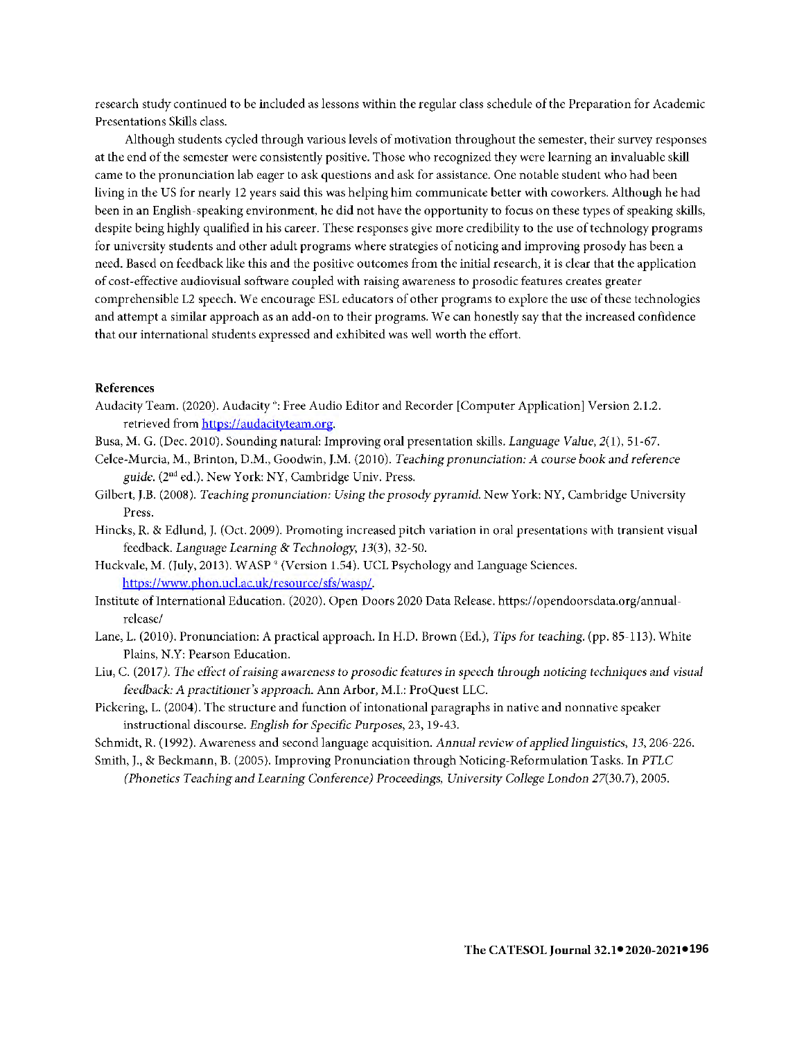research study continued to be included as lessons within the regular class schedule of the Preparation for Academic Presentations Skills class.

Although students cycled through various levels of motivation throughout the semester, their survey responses at the end of the semester were consistently positive. Those who recognized they were learning an invaluable skill came to the pronunciation lab eager to ask questions and ask for assistance. One notable student who had been living in the US for nearly 12 years said this was helping him communicate better with coworkers. Although he had been in an English-speaking environment, he did not have the opportunity to focus on these types of speaking skills, despite being highly qualified in his career. These responses give more credibility to the use of technology programs for university students and other adult programs where strategies of noticing and improving prosody has been a need. Based on feedback like this and the positive outcomes from the initial research, it is clear that the application of cost-effective audiovisual software coupled with raising awareness to prosodic features creates greater comprehensible L2 speech. We encourage ESL educators of other programs to explore the use of these technologies and attempt a similar approach as an add-on to their programs. We can honestly say that the increased confidence that our international students expressed and exhibited was well worth the effort.

**References**

Audacity Team. (2020). Audacity ®: Free Audio Editor and Recorder [Computer Application] Version 2.1.2. retrieved from https://audacityteam.org.

Busa, M. G. (Dec. 2010). Sounding natural: Improving oral presentation skills. *Language Value, 2*(1), 51-67.

Celce-Murcia, M., Brinton, D.M., Goodwin, J.M. (2010). *Teaching pronunciation: A course book and reference guide.* (2nd ed.). New York: NY, Cambridge Univ. Press.

Gilbert, J.B. (2008). *Teaching pronunciation: Using the prosody pyramid.* New York: NY, Cambridge University Press.

Hincks, R. & Edlund, J. (Oct. 2009). Promoting increased pitch variation in oral presentations with transient visual feedback. *Language Learning & Technology, 13*(3), 32-50.

Huckvale, M. (July, 2013). WASP ® (Version 1.54). UCL Psychology and Language Sciences. https://www.phon.ucl.ac.uk/resource/sfs/wasp/.

Institute of International Education. (2020). Open Doors 2020 Data Release. https://opendoorsdata.org/annual-release/

Lane, L. (2010). Pronunciation: A practical approach. In H.D. Brown (Ed.), *Tips for teaching.* (pp. 85-113). White Plains, N.Y: Pearson Education.

Liu, C. (2017). *The effect of raising awareness to prosodic features in speech through noticing techniques and visual feedback: A practitioner's approach.* Ann Arbor, M.I.: ProQuest LLC.

Pickering, L. (2004). The structure and function of intonational paragraphs in native and nonnative speaker instructional discourse. *English for Specific Purposes*, 23, 19-43.

Schmidt, R. (1992). Awareness and second language acquisition. *Annual review of applied linguistics, 13*, 206-226.

Smith, J., & Beckmann, B. (2005). Improving Pronunciation through Noticing-Reformulation Tasks. In *PTLC (Phonetics Teaching and Learning Conference) Proceedings, University College London 27*(30.7), 2005.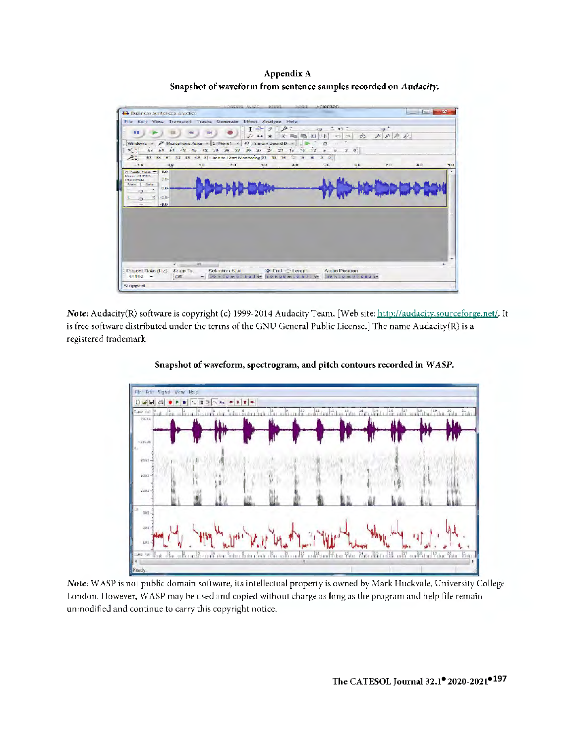# Appendix A

## Snapshot of waveform from sentence samples recorded on *Audacity.*

*Note:* Audacity(R) software is copyright (c) 1999-2014 Audacity Team. [Web site: http://audacity.sourceforge.net/. It is free software distributed under the terms of the GNU General Public License.] The name Audacity(R) is a registered trademark

## Snapshot of waveform, spectrogram, and pitch contours recorded in *WASP.*

*Note:* WASP is not public domain software, its intellectual property is owned by Mark Huckvale, University College London. However, WASP may be used and copied without charge as long as the program and help file remain unmodified and continue to carry this copyright notice.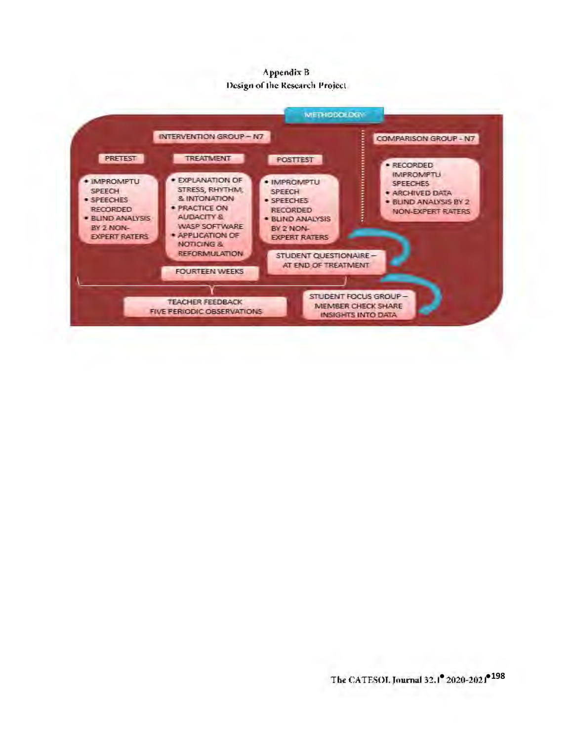# Appendix B
## Design of the Research Project

METHODOLOGY

INTERVENTION GROUP – N7

PRETEST
- IMPROMPTU SPEECH
- SPEECHES RECORDED
- BLIND ANALYSIS BY 2 NON-EXPERT RATERS

TREATMENT
- EXPLANATION OF STRESS, RHYTHM, & INTONATION
- PRACTICE ON AUDACITY & WASP SOFTWARE
- APPLICATION OF NOTICING & REFORMULATION

FOURTEEN WEEKS

POSTTEST
- IMPROMPTU SPEECH
- SPEECHES RECORDED
- BLIND ANALYSIS BY 2 NON-EXPERT RATERS

STUDENT QUESTIONAIRE – AT END OF TREATMENT

COMPARISON GROUP - N7
- RECORDED IMPROMPTU SPEECHES
- ARCHIVED DATA
- BLIND ANALYSIS BY 2 NON-EXPERT RATERS

TEACHER FEEDBACK
FIVE PERIODIC OBSERVATIONS

STUDENT FOCUS GROUP – MEMBER CHECK SHARE INSIGHTS INTO DATA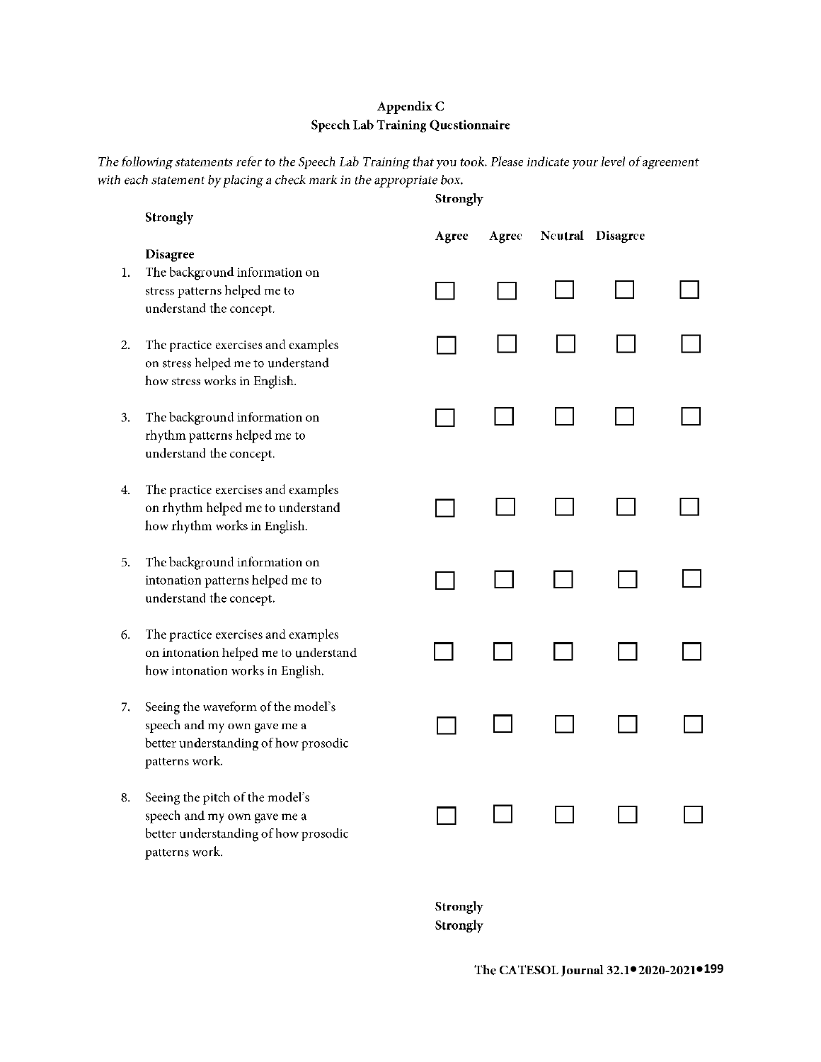## Appendix C
## Speech Lab Training Questionnaire

*The following statements refer to the Speech Lab Training that you took. Please indicate your level of agreement with each statement by placing a check mark in the appropriate box.*

| | Strongly Agree | Agree | Neutral | Disagree | Strongly Disagree |
|---|---|---|---|---|---|
| 1. The background information on stress patterns helped me to understand the concept. | ☐ | ☐ | ☐ | ☐ | ☐ |
| 2. The practice exercises and examples on stress helped me to understand how stress works in English. | ☐ | ☐ | ☐ | ☐ | ☐ |
| 3. The background information on rhythm patterns helped me to understand the concept. | ☐ | ☐ | ☐ | ☐ | ☐ |
| 4. The practice exercises and examples on rhythm helped me to understand how rhythm works in English. | ☐ | ☐ | ☐ | ☐ | ☐ |
| 5. The background information on intonation patterns helped me to understand the concept. | ☐ | ☐ | ☐ | ☐ | ☐ |
| 6. The practice exercises and examples on intonation helped me to understand how intonation works in English. | ☐ | ☐ | ☐ | ☐ | ☐ |
| 7. Seeing the waveform of the model's speech and my own gave me a better understanding of how prosodic patterns work. | ☐ | ☐ | ☐ | ☐ | ☐ |
| 8. Seeing the pitch of the model's speech and my own gave me a better understanding of how prosodic patterns work. | ☐ | ☐ | ☐ | ☐ | ☐ |

Strongly
Strongly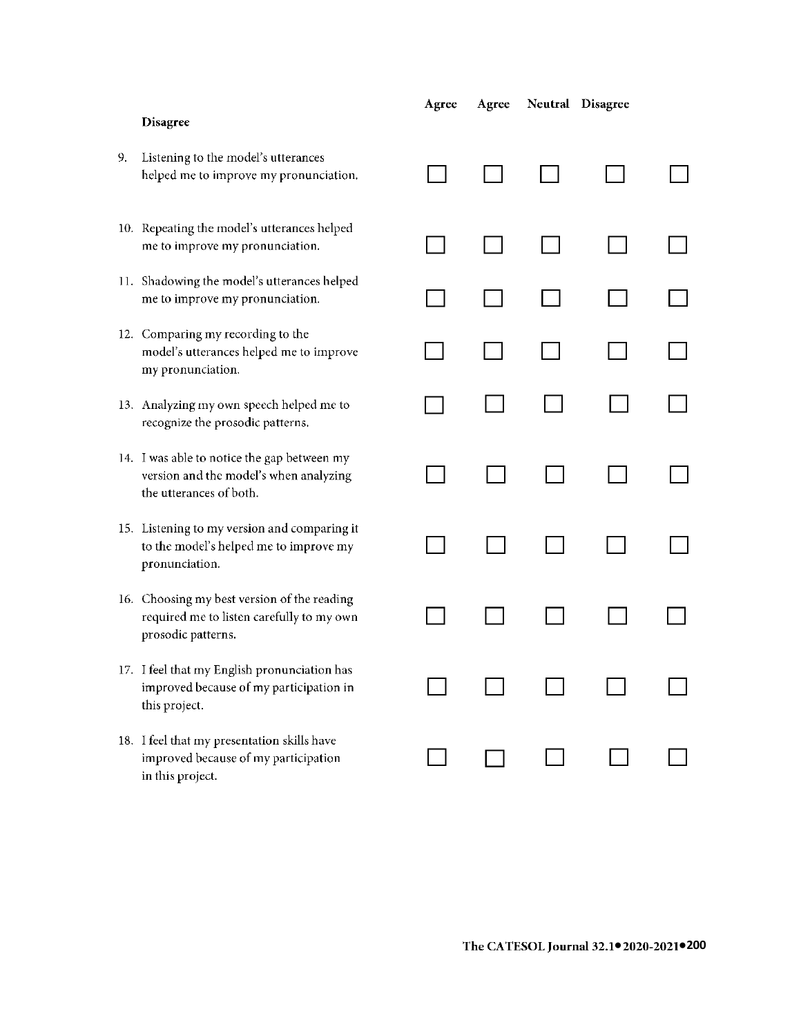| | Agree | Agree | Neutral | Disagree | Disagree |
|---|---|---|---|---|---|
| 9. Listening to the model's utterances helped me to improve my pronunciation. | ☐ | ☐ | ☐ | ☐ | ☐ |
| 10. Repeating the model's utterances helped me to improve my pronunciation. | ☐ | ☐ | ☐ | ☐ | ☐ |
| 11. Shadowing the model's utterances helped me to improve my pronunciation. | ☐ | ☐ | ☐ | ☐ | ☐ |
| 12. Comparing my recording to the model's utterances helped me to improve my pronunciation. | ☐ | ☐ | ☐ | ☐ | ☐ |
| 13. Analyzing my own speech helped me to recognize the prosodic patterns. | ☐ | ☐ | ☐ | ☐ | ☐ |
| 14. I was able to notice the gap between my version and the model's when analyzing the utterances of both. | ☐ | ☐ | ☐ | ☐ | ☐ |
| 15. Listening to my version and comparing it to the model's helped me to improve my pronunciation. | ☐ | ☐ | ☐ | ☐ | ☐ |
| 16. Choosing my best version of the reading required me to listen carefully to my own prosodic patterns. | ☐ | ☐ | ☐ | ☐ | ☐ |
| 17. I feel that my English pronunciation has improved because of my participation in this project. | ☐ | ☐ | ☐ | ☐ | ☐ |
| 18. I feel that my presentation skills have improved because of my participation in this project. | ☐ | ☐ | ☐ | ☐ | ☐ |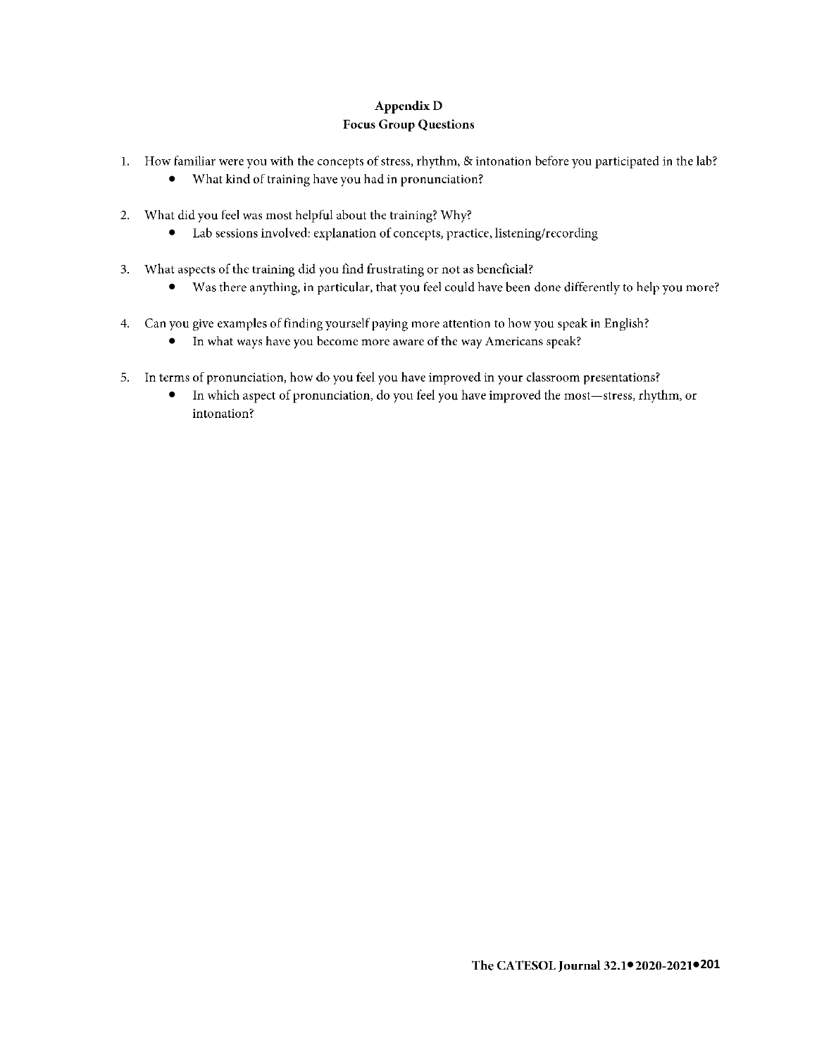# Appendix D
## Focus Group Questions

1. How familiar were you with the concepts of stress, rhythm, & intonation before you participated in the lab?
   - What kind of training have you had in pronunciation?

2. What did you feel was most helpful about the training? Why?
   - Lab sessions involved: explanation of concepts, practice, listening/recording

3. What aspects of the training did you find frustrating or not as beneficial?
   - Was there anything, in particular, that you feel could have been done differently to help you more?

4. Can you give examples of finding yourself paying more attention to how you speak in English?
   - In what ways have you become more aware of the way Americans speak?

5. In terms of pronunciation, how do you feel you have improved in your classroom presentations?
   - In which aspect of pronunciation, do you feel you have improved the most—stress, rhythm, or intonation?